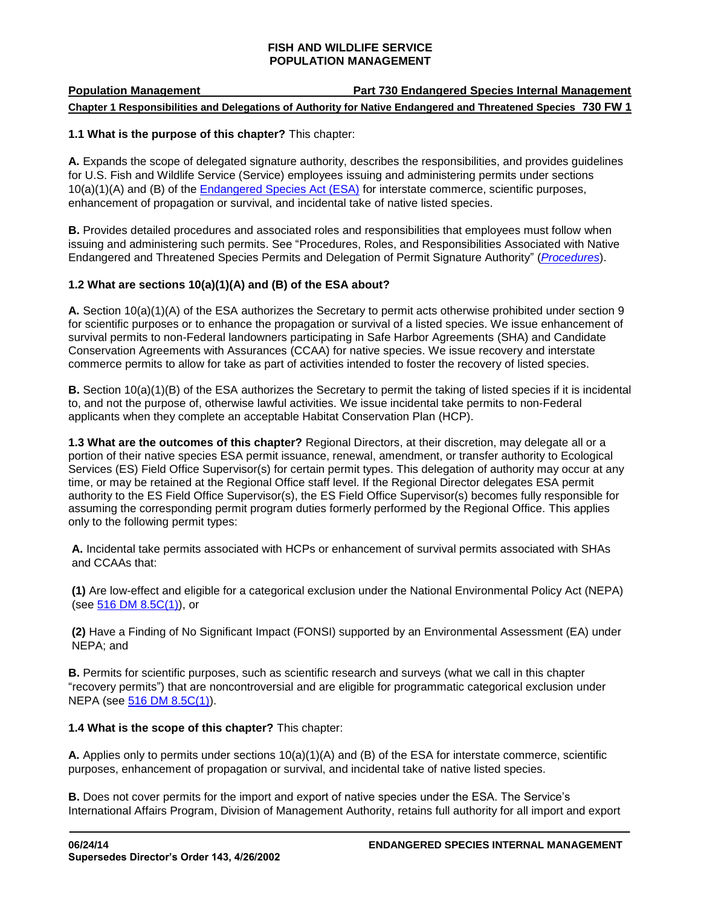# FISH AND WILDLIFE SERVICE
# POPULATION MANAGEMENT

**Population Management** — **Part 730 Endangered Species Internal Management**

**Chapter 1 Responsibilities and Delegations of Authority for Native Endangered and Threatened Species 730 FW 1**

**1.1 What is the purpose of this chapter?** This chapter:

**A.** Expands the scope of delegated signature authority, describes the responsibilities, and provides guidelines for U.S. Fish and Wildlife Service (Service) employees issuing and administering permits under sections 10(a)(1)(A) and (B) of the Endangered Species Act (ESA) for interstate commerce, scientific purposes, enhancement of propagation or survival, and incidental take of native listed species.

**B.** Provides detailed procedures and associated roles and responsibilities that employees must follow when issuing and administering such permits. See "Procedures, Roles, and Responsibilities Associated with Native Endangered and Threatened Species Permits and Delegation of Permit Signature Authority" (*Procedures*).

**1.2 What are sections 10(a)(1)(A) and (B) of the ESA about?**

**A.** Section 10(a)(1)(A) of the ESA authorizes the Secretary to permit acts otherwise prohibited under section 9 for scientific purposes or to enhance the propagation or survival of a listed species. We issue enhancement of survival permits to non-Federal landowners participating in Safe Harbor Agreements (SHA) and Candidate Conservation Agreements with Assurances (CCAA) for native species. We issue recovery and interstate commerce permits to allow for take as part of activities intended to foster the recovery of listed species.

**B.** Section 10(a)(1)(B) of the ESA authorizes the Secretary to permit the taking of listed species if it is incidental to, and not the purpose of, otherwise lawful activities. We issue incidental take permits to non-Federal applicants when they complete an acceptable Habitat Conservation Plan (HCP).

**1.3 What are the outcomes of this chapter?** Regional Directors, at their discretion, may delegate all or a portion of their native species ESA permit issuance, renewal, amendment, or transfer authority to Ecological Services (ES) Field Office Supervisor(s) for certain permit types. This delegation of authority may occur at any time, or may be retained at the Regional Office staff level. If the Regional Director delegates ESA permit authority to the ES Field Office Supervisor(s), the ES Field Office Supervisor(s) becomes fully responsible for assuming the corresponding permit program duties formerly performed by the Regional Office. This applies only to the following permit types:

**A.** Incidental take permits associated with HCPs or enhancement of survival permits associated with SHAs and CCAAs that:

**(1)** Are low-effect and eligible for a categorical exclusion under the National Environmental Policy Act (NEPA) (see 516 DM 8.5C(1)), or

**(2)** Have a Finding of No Significant Impact (FONSI) supported by an Environmental Assessment (EA) under NEPA; and

**B.** Permits for scientific purposes, such as scientific research and surveys (what we call in this chapter "recovery permits") that are noncontroversial and are eligible for programmatic categorical exclusion under NEPA (see 516 DM 8.5C(1)).

**1.4 What is the scope of this chapter?** This chapter:

**A.** Applies only to permits under sections 10(a)(1)(A) and (B) of the ESA for interstate commerce, scientific purposes, enhancement of propagation or survival, and incidental take of native listed species.

**B.** Does not cover permits for the import and export of native species under the ESA. The Service's International Affairs Program, Division of Management Authority, retains full authority for all import and export

06/24/14
Supersedes Director's Order 143, 4/26/2002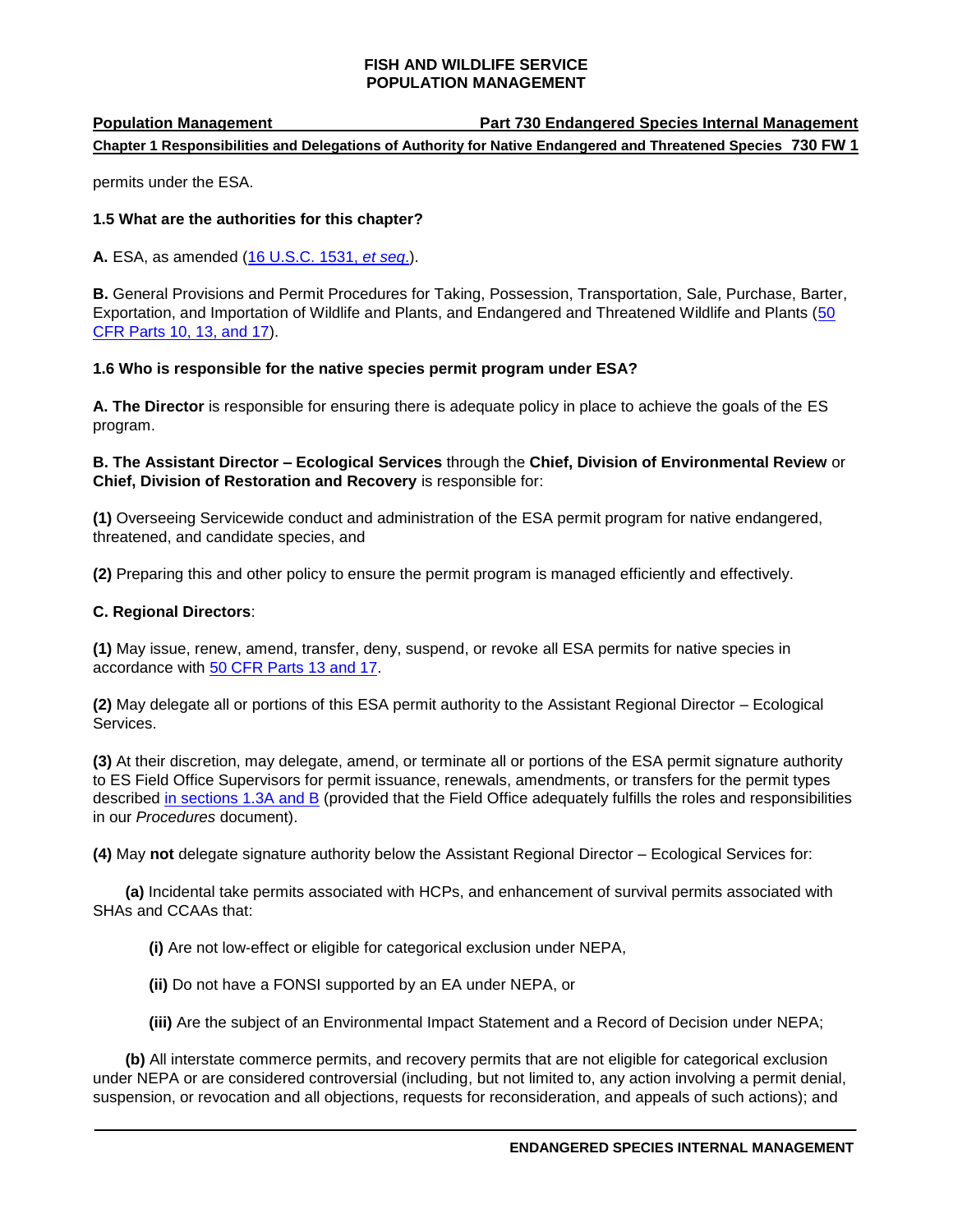permits under the ESA.

**1.5 What are the authorities for this chapter?**

**A.** ESA, as amended ([16 U.S.C. 1531, *et seq.*]).

**B.** General Provisions and Permit Procedures for Taking, Possession, Transportation, Sale, Purchase, Barter, Exportation, and Importation of Wildlife and Plants, and Endangered and Threatened Wildlife and Plants ([50 CFR Parts 10, 13, and 17]).

**1.6 Who is responsible for the native species permit program under ESA?**

**A. The Director** is responsible for ensuring there is adequate policy in place to achieve the goals of the ES program.

**B. The Assistant Director – Ecological Services** through the **Chief, Division of Environmental Review** or **Chief, Division of Restoration and Recovery** is responsible for:

**(1)** Overseeing Servicewide conduct and administration of the ESA permit program for native endangered, threatened, and candidate species, and

**(2)** Preparing this and other policy to ensure the permit program is managed efficiently and effectively.

**C. Regional Directors**:

**(1)** May issue, renew, amend, transfer, deny, suspend, or revoke all ESA permits for native species in accordance with [50 CFR Parts 13 and 17].

**(2)** May delegate all or portions of this ESA permit authority to the Assistant Regional Director – Ecological Services.

**(3)** At their discretion, may delegate, amend, or terminate all or portions of the ESA permit signature authority to ES Field Office Supervisors for permit issuance, renewals, amendments, or transfers for the permit types described [in sections 1.3A and B] (provided that the Field Office adequately fulfills the roles and responsibilities in our *Procedures* document).

**(4)** May **not** delegate signature authority below the Assistant Regional Director – Ecological Services for:

**(a)** Incidental take permits associated with HCPs, and enhancement of survival permits associated with SHAs and CCAAs that:

**(i)** Are not low-effect or eligible for categorical exclusion under NEPA,

**(ii)** Do not have a FONSI supported by an EA under NEPA, or

**(iii)** Are the subject of an Environmental Impact Statement and a Record of Decision under NEPA;

**(b)** All interstate commerce permits, and recovery permits that are not eligible for categorical exclusion under NEPA or are considered controversial (including, but not limited to, any action involving a permit denial, suspension, or revocation and all objections, requests for reconsideration, and appeals of such actions); and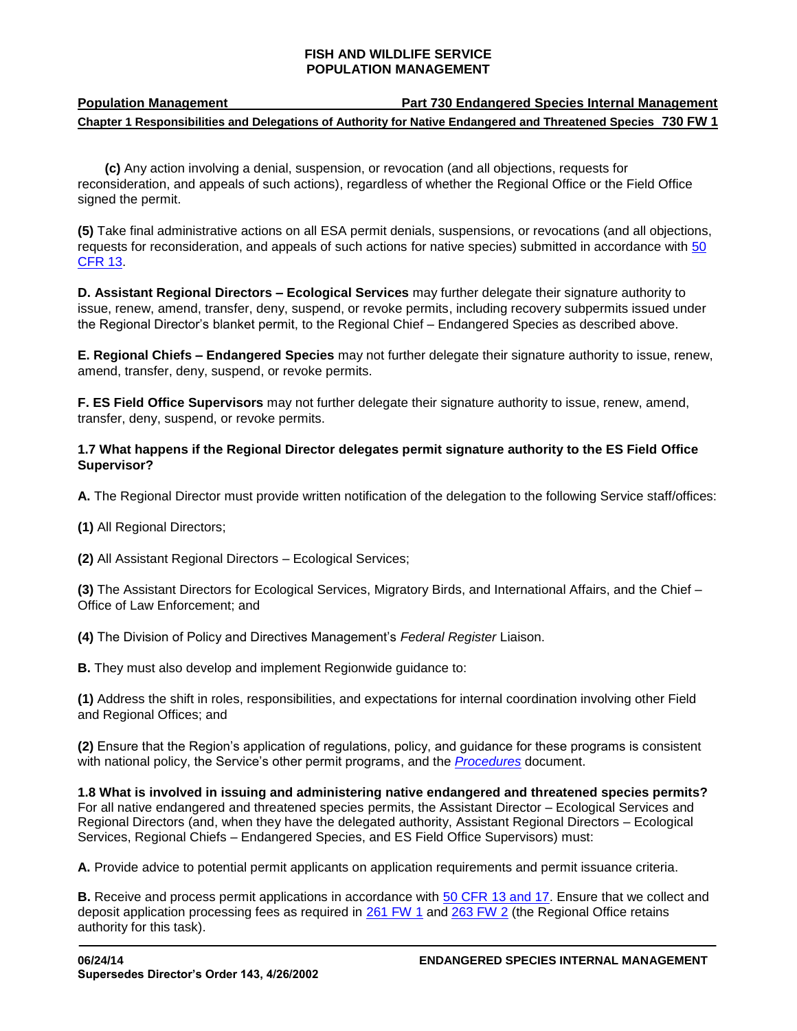**(c)** Any action involving a denial, suspension, or revocation (and all objections, requests for reconsideration, and appeals of such actions), regardless of whether the Regional Office or the Field Office signed the permit.

**(5)** Take final administrative actions on all ESA permit denials, suspensions, or revocations (and all objections, requests for reconsideration, and appeals of such actions for native species) submitted in accordance with 50 CFR 13.

**D. Assistant Regional Directors – Ecological Services** may further delegate their signature authority to issue, renew, amend, transfer, deny, suspend, or revoke permits, including recovery subpermits issued under the Regional Director's blanket permit, to the Regional Chief – Endangered Species as described above.

**E. Regional Chiefs – Endangered Species** may not further delegate their signature authority to issue, renew, amend, transfer, deny, suspend, or revoke permits.

**F. ES Field Office Supervisors** may not further delegate their signature authority to issue, renew, amend, transfer, deny, suspend, or revoke permits.

### 1.7 What happens if the Regional Director delegates permit signature authority to the ES Field Office Supervisor?

**A.** The Regional Director must provide written notification of the delegation to the following Service staff/offices:

**(1)** All Regional Directors;

**(2)** All Assistant Regional Directors – Ecological Services;

**(3)** The Assistant Directors for Ecological Services, Migratory Birds, and International Affairs, and the Chief – Office of Law Enforcement; and

**(4)** The Division of Policy and Directives Management's *Federal Register* Liaison.

**B.** They must also develop and implement Regionwide guidance to:

**(1)** Address the shift in roles, responsibilities, and expectations for internal coordination involving other Field and Regional Offices; and

**(2)** Ensure that the Region's application of regulations, policy, and guidance for these programs is consistent with national policy, the Service's other permit programs, and the *Procedures* document.

**1.8 What is involved in issuing and administering native endangered and threatened species permits?** For all native endangered and threatened species permits, the Assistant Director – Ecological Services and Regional Directors (and, when they have the delegated authority, Assistant Regional Directors – Ecological Services, Regional Chiefs – Endangered Species, and ES Field Office Supervisors) must:

**A.** Provide advice to potential permit applicants on application requirements and permit issuance criteria.

**B.** Receive and process permit applications in accordance with 50 CFR 13 and 17. Ensure that we collect and deposit application processing fees as required in 261 FW 1 and 263 FW 2 (the Regional Office retains authority for this task).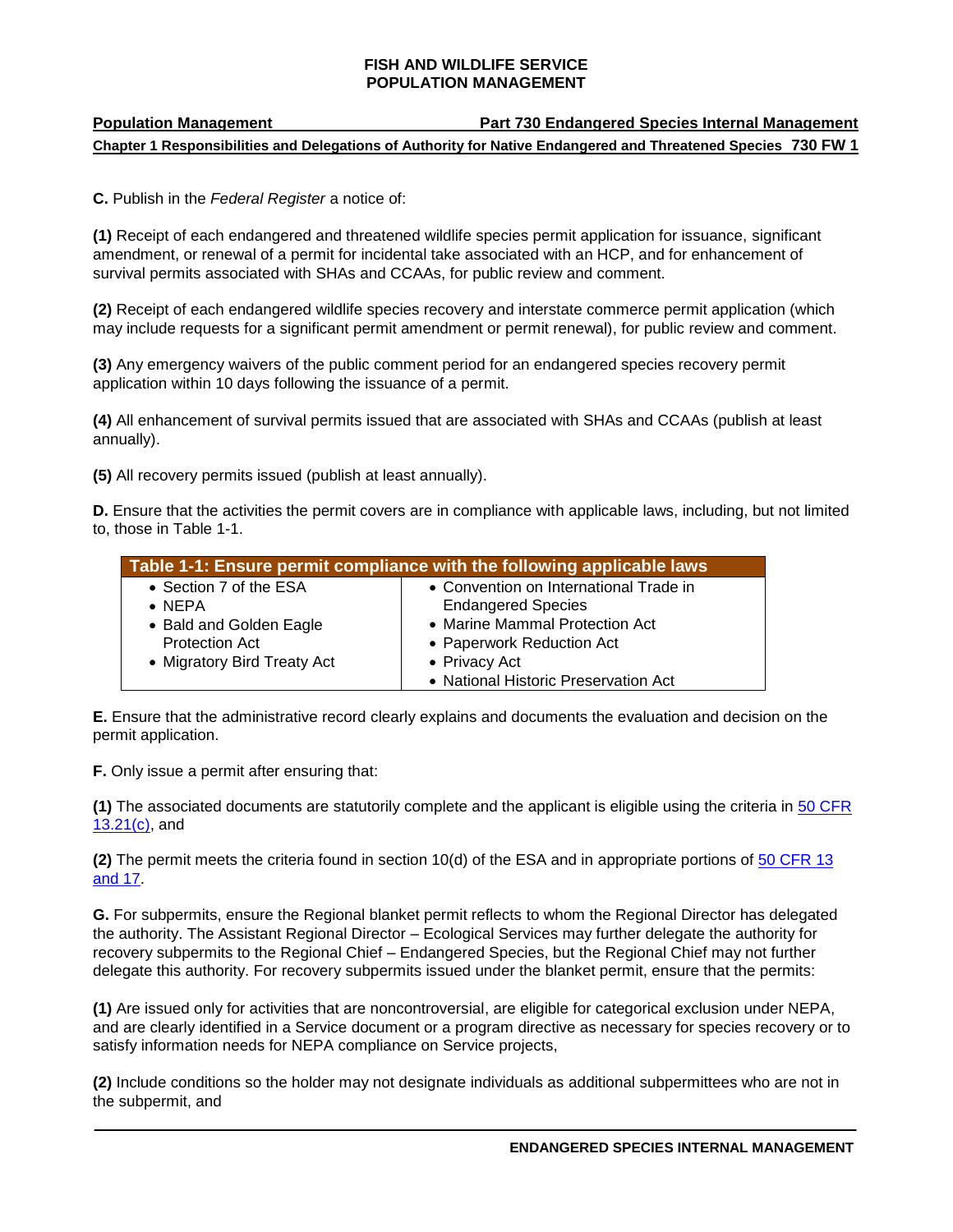**C.** Publish in the *Federal Register* a notice of:

**(1)** Receipt of each endangered and threatened wildlife species permit application for issuance, significant amendment, or renewal of a permit for incidental take associated with an HCP, and for enhancement of survival permits associated with SHAs and CCAAs, for public review and comment.

**(2)** Receipt of each endangered wildlife species recovery and interstate commerce permit application (which may include requests for a significant permit amendment or permit renewal), for public review and comment.

**(3)** Any emergency waivers of the public comment period for an endangered species recovery permit application within 10 days following the issuance of a permit.

**(4)** All enhancement of survival permits issued that are associated with SHAs and CCAAs (publish at least annually).

**(5)** All recovery permits issued (publish at least annually).

**D.** Ensure that the activities the permit covers are in compliance with applicable laws, including, but not limited to, those in Table 1-1.

| Table 1-1: Ensure permit compliance with the following applicable laws | |
|---|---|
| • Section 7 of the ESA<br>• NEPA<br>• Bald and Golden Eagle Protection Act<br>• Migratory Bird Treaty Act | • Convention on International Trade in Endangered Species<br>• Marine Mammal Protection Act<br>• Paperwork Reduction Act<br>• Privacy Act<br>• National Historic Preservation Act |

**E.** Ensure that the administrative record clearly explains and documents the evaluation and decision on the permit application.

**F.** Only issue a permit after ensuring that:

**(1)** The associated documents are statutorily complete and the applicant is eligible using the criteria in [50 CFR 13.21(c)](), and

**(2)** The permit meets the criteria found in section 10(d) of the ESA and in appropriate portions of [50 CFR 13 and 17]().

**G.** For subpermits, ensure the Regional blanket permit reflects to whom the Regional Director has delegated the authority. The Assistant Regional Director – Ecological Services may further delegate the authority for recovery subpermits to the Regional Chief – Endangered Species, but the Regional Chief may not further delegate this authority. For recovery subpermits issued under the blanket permit, ensure that the permits:

**(1)** Are issued only for activities that are noncontroversial, are eligible for categorical exclusion under NEPA, and are clearly identified in a Service document or a program directive as necessary for species recovery or to satisfy information needs for NEPA compliance on Service projects,

**(2)** Include conditions so the holder may not designate individuals as additional subpermittees who are not in the subpermit, and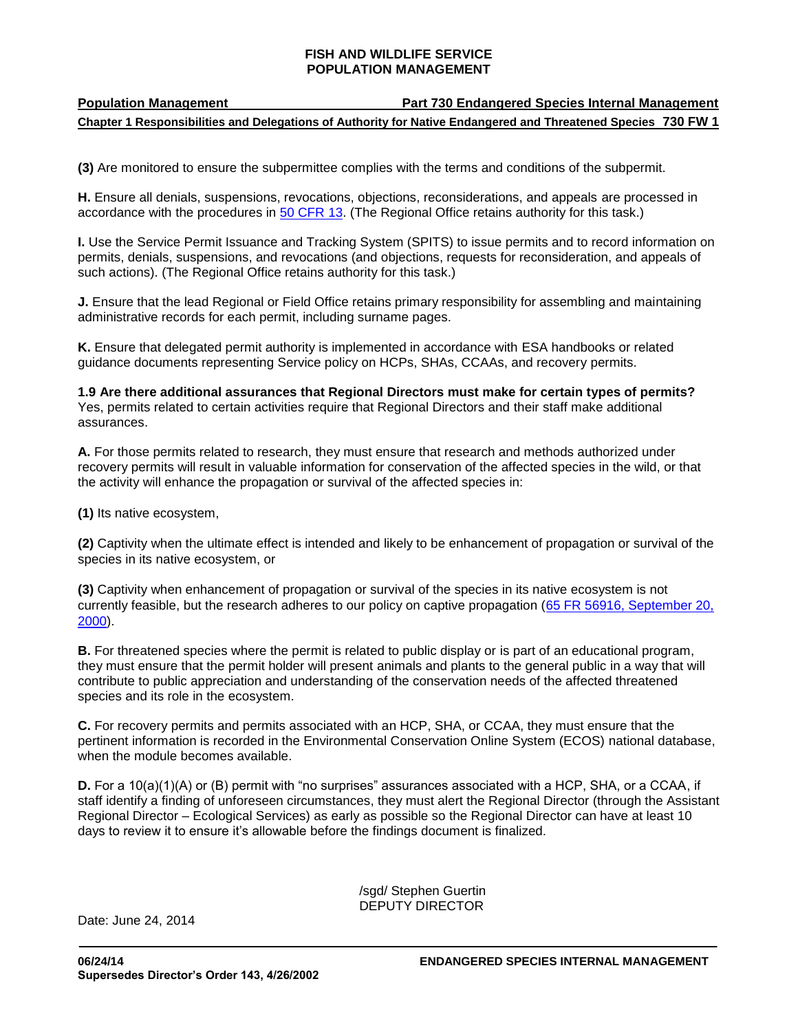**(3)** Are monitored to ensure the subpermittee complies with the terms and conditions of the subpermit.

**H.** Ensure all denials, suspensions, revocations, objections, reconsiderations, and appeals are processed in accordance with the procedures in 50 CFR 13. (The Regional Office retains authority for this task.)

**I.** Use the Service Permit Issuance and Tracking System (SPITS) to issue permits and to record information on permits, denials, suspensions, and revocations (and objections, requests for reconsideration, and appeals of such actions). (The Regional Office retains authority for this task.)

**J.** Ensure that the lead Regional or Field Office retains primary responsibility for assembling and maintaining administrative records for each permit, including surname pages.

**K.** Ensure that delegated permit authority is implemented in accordance with ESA handbooks or related guidance documents representing Service policy on HCPs, SHAs, CCAAs, and recovery permits.

**1.9 Are there additional assurances that Regional Directors must make for certain types of permits?** Yes, permits related to certain activities require that Regional Directors and their staff make additional assurances.

**A.** For those permits related to research, they must ensure that research and methods authorized under recovery permits will result in valuable information for conservation of the affected species in the wild, or that the activity will enhance the propagation or survival of the affected species in:

**(1)** Its native ecosystem,

**(2)** Captivity when the ultimate effect is intended and likely to be enhancement of propagation or survival of the species in its native ecosystem, or

**(3)** Captivity when enhancement of propagation or survival of the species in its native ecosystem is not currently feasible, but the research adheres to our policy on captive propagation (65 FR 56916, September 20, 2000).

**B.** For threatened species where the permit is related to public display or is part of an educational program, they must ensure that the permit holder will present animals and plants to the general public in a way that will contribute to public appreciation and understanding of the conservation needs of the affected threatened species and its role in the ecosystem.

**C.** For recovery permits and permits associated with an HCP, SHA, or CCAA, they must ensure that the pertinent information is recorded in the Environmental Conservation Online System (ECOS) national database, when the module becomes available.

**D.** For a 10(a)(1)(A) or (B) permit with "no surprises" assurances associated with a HCP, SHA, or a CCAA, if staff identify a finding of unforeseen circumstances, they must alert the Regional Director (through the Assistant Regional Director – Ecological Services) as early as possible so the Regional Director can have at least 10 days to review it to ensure it's allowable before the findings document is finalized.

/sgd/ Stephen Guertin
DEPUTY DIRECTOR

Date: June 24, 2014

**Supersedes Director's Order 143, 4/26/2002**